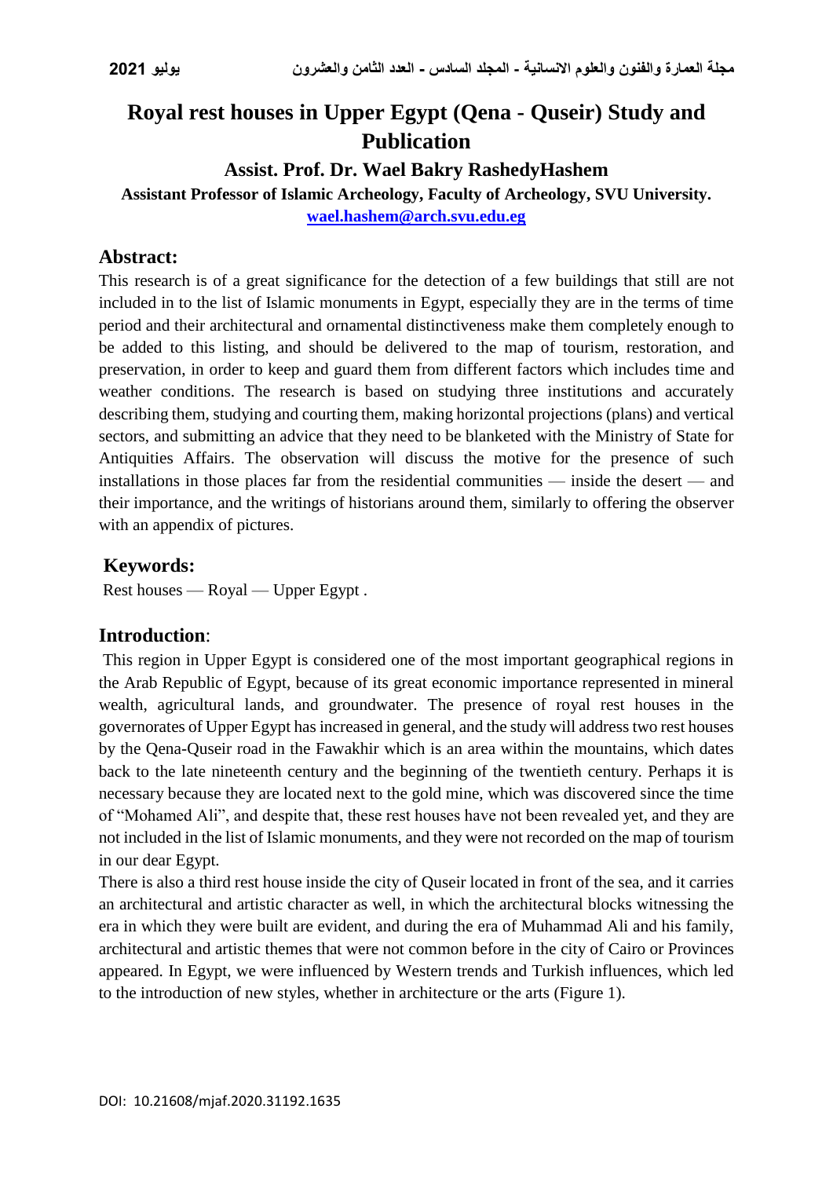# Royal rest houses in Upper Egypt (Qena - Quseir) Study and Publication

**Assist. Prof. Dr. Wael Bakry RashedyHashem**

**Assistant Professor of Islamic Archeology, Faculty of Archeology, SVU University.**

**wael.hashem@arch.svu.edu.eg**

## Abstract:

This research is of a great significance for the detection of a few buildings that still are not included in to the list of Islamic monuments in Egypt, especially they are in the terms of time period and their architectural and ornamental distinctiveness make them completely enough to be added to this listing, and should be delivered to the map of tourism, restoration, and preservation, in order to keep and guard them from different factors which includes time and weather conditions. The research is based on studying three institutions and accurately describing them, studying and courting them, making horizontal projections (plans) and vertical sectors, and submitting an advice that they need to be blanketed with the Ministry of State for Antiquities Affairs. The observation will discuss the motive for the presence of such installations in those places far from the residential communities — inside the desert — and their importance, and the writings of historians around them, similarly to offering the observer with an appendix of pictures.

## Keywords:

Rest houses — Royal — Upper Egypt .

## Introduction:

This region in Upper Egypt is considered one of the most important geographical regions in the Arab Republic of Egypt, because of its great economic importance represented in mineral wealth, agricultural lands, and groundwater. The presence of royal rest houses in the governorates of Upper Egypt has increased in general, and the study will address two rest houses by the Qena-Quseir road in the Fawakhir which is an area within the mountains, which dates back to the late nineteenth century and the beginning of the twentieth century. Perhaps it is necessary because they are located next to the gold mine, which was discovered since the time of "Mohamed Ali", and despite that, these rest houses have not been revealed yet, and they are not included in the list of Islamic monuments, and they were not recorded on the map of tourism in our dear Egypt.

There is also a third rest house inside the city of Quseir located in front of the sea, and it carries an architectural and artistic character as well, in which the architectural blocks witnessing the era in which they were built are evident, and during the era of Muhammad Ali and his family, architectural and artistic themes that were not common before in the city of Cairo or Provinces appeared. In Egypt, we were influenced by Western trends and Turkish influences, which led to the introduction of new styles, whether in architecture or the arts (Figure 1).

DOI: 10.21608/mjaf.2020.31192.1635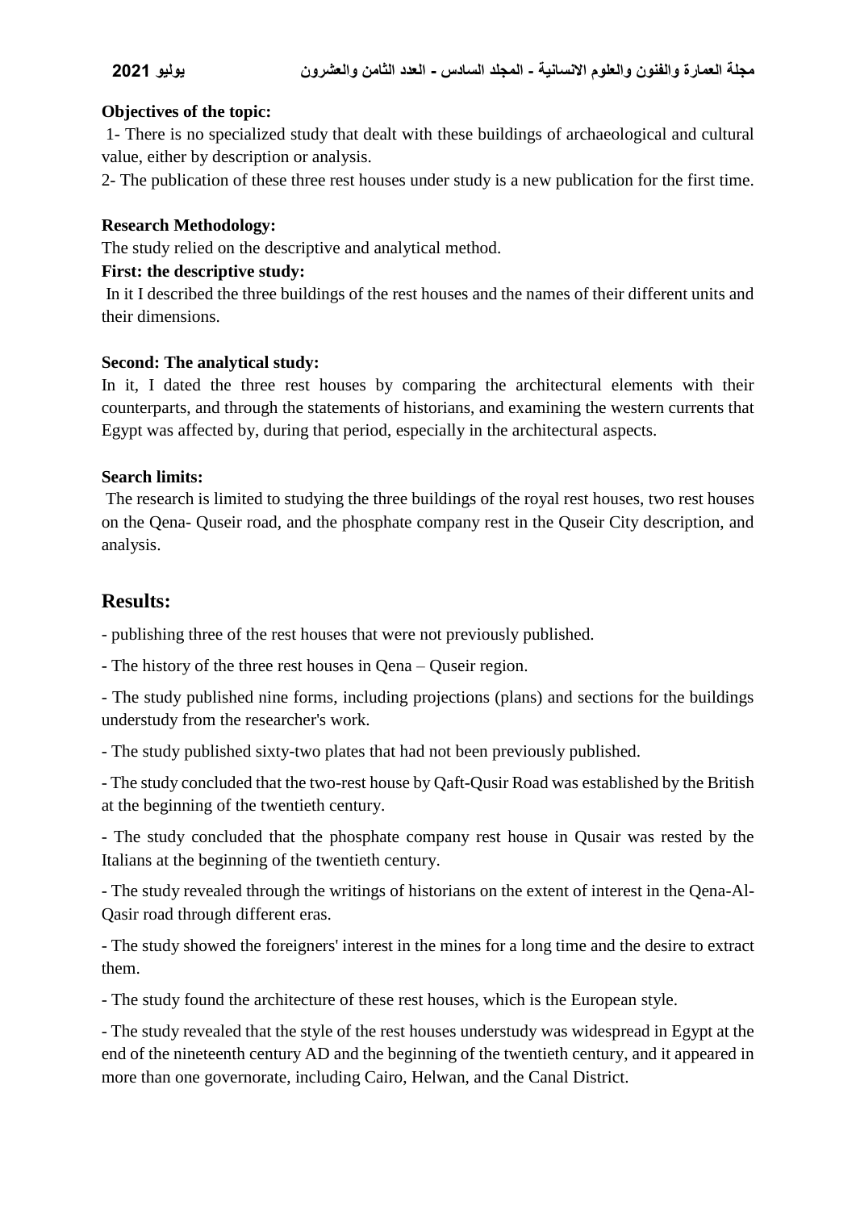**Objectives of the topic:**

1- There is no specialized study that dealt with these buildings of archaeological and cultural value, either by description or analysis.

2- The publication of these three rest houses under study is a new publication for the first time.

**Research Methodology:**

The study relied on the descriptive and analytical method.

**First: the descriptive study:**

In it I described the three buildings of the rest houses and the names of their different units and their dimensions.

**Second: The analytical study:**

In it, I dated the three rest houses by comparing the architectural elements with their counterparts, and through the statements of historians, and examining the western currents that Egypt was affected by, during that period, especially in the architectural aspects.

**Search limits:**

The research is limited to studying the three buildings of the royal rest houses, two rest houses on the Qena- Quseir road, and the phosphate company rest in the Quseir City description, and analysis.

## Results:

- publishing three of the rest houses that were not previously published.
- The history of the three rest houses in Qena – Quseir region.
- The study published nine forms, including projections (plans) and sections for the buildings understudy from the researcher's work.
- The study published sixty-two plates that had not been previously published.
- The study concluded that the two-rest house by Qaft-Qusir Road was established by the British at the beginning of the twentieth century.
- The study concluded that the phosphate company rest house in Qusair was rested by the Italians at the beginning of the twentieth century.
- The study revealed through the writings of historians on the extent of interest in the Qena-Al-Qasir road through different eras.
- The study showed the foreigners' interest in the mines for a long time and the desire to extract them.
- The study found the architecture of these rest houses, which is the European style.
- The study revealed that the style of the rest houses understudy was widespread in Egypt at the end of the nineteenth century AD and the beginning of the twentieth century, and it appeared in more than one governorate, including Cairo, Helwan, and the Canal District.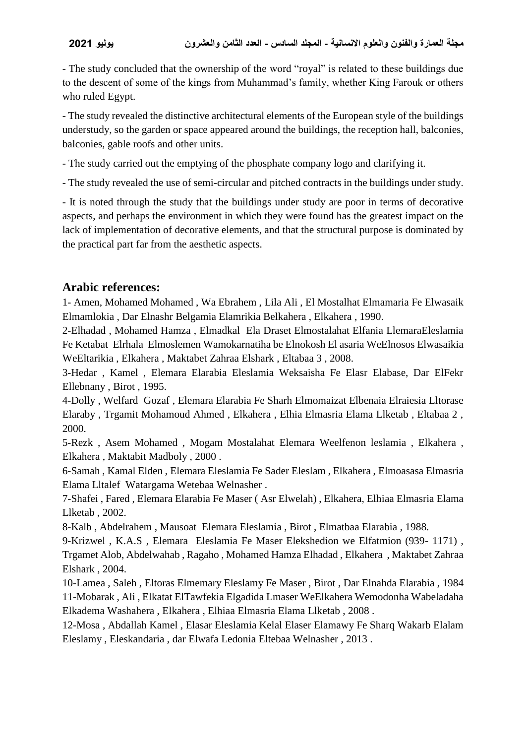- The study concluded that the ownership of the word "royal" is related to these buildings due to the descent of some of the kings from Muhammad's family, whether King Farouk or others who ruled Egypt.

- The study revealed the distinctive architectural elements of the European style of the buildings understudy, so the garden or space appeared around the buildings, the reception hall, balconies, balconies, gable roofs and other units.

- The study carried out the emptying of the phosphate company logo and clarifying it.

- The study revealed the use of semi-circular and pitched contracts in the buildings under study.

- It is noted through the study that the buildings under study are poor in terms of decorative aspects, and perhaps the environment in which they were found has the greatest impact on the lack of implementation of decorative elements, and that the structural purpose is dominated by the practical part far from the aesthetic aspects.

## Arabic references:

1- Amen, Mohamed Mohamed , Wa Ebrahem , Lila Ali , El Mostalhat Elmamaria Fe Elwasaik Elmamlokia , Dar Elnashr Belgamia Elamrikia Belkahera , Elkahera , 1990.

2-Elhadad , Mohamed Hamza , Elmadkal Ela Draset Elmostalahat Elfania LlemaraEleslamia Fe Ketabat Elrhala Elmoslemen Wamokarnatiha be Elnokosh El asaria WeElnosos Elwasaikia WeEltarikia , Elkahera , Maktabet Zahraa Elshark , Eltabaa 3 , 2008.

3-Hedar , Kamel , Elemara Elarabia Eleslamia Weksaisha Fe Elasr Elabase, Dar ElFekr Ellebnany , Birot , 1995.

4-Dolly , Welfard Gozaf , Elemara Elarabia Fe Sharh Elmomaizat Elbenaia Elraiesia Lltorase Elaraby , Trgamit Mohamoud Ahmed , Elkahera , Elhia Elmasria Elama Llketab , Eltabaa 2 , 2000.

5-Rezk , Asem Mohamed , Mogam Mostalahat Elemara Weelfenon leslamia , Elkahera , Elkahera , Maktabit Madboly , 2000 .

6-Samah , Kamal Elden , Elemara Eleslamia Fe Sader Eleslam , Elkahera , Elmoasasa Elmasria Elama Lltalef Watargama Wetebaa Welnasher .

7-Shafei , Fared , Elemara Elarabia Fe Maser ( Asr Elwelah) , Elkahera, Elhiaa Elmasria Elama Llketab , 2002.

8-Kalb , Abdelrahem , Mausoat Elemara Eleslamia , Birot , Elmatbaa Elarabia , 1988.

9-Krizwel , K.A.S , Elemara Eleslamia Fe Maser Elekshedion we Elfatmion (939- 1171) , Trgamet Alob, Abdelwahab , Ragaho , Mohamed Hamza Elhadad , Elkahera , Maktabet Zahraa Elshark , 2004.

10-Lamea , Saleh , Eltoras Elmemary Eleslamy Fe Maser , Birot , Dar Elnahda Elarabia , 1984

11-Mobarak , Ali , Elkatat ElTawfekia Elgadida Lmaser WeElkahera Wemodonha Wabeladaha Elkadema Washahera , Elkahera , Elhiaa Elmasria Elama Llketab , 2008 .

12-Mosa , Abdallah Kamel , Elasar Eleslamia Kelal Elaser Elamawy Fe Sharq Wakarb Elalam Eleslamy , Eleskandaria , dar Elwafa Ledonia Eltebaa Welnasher , 2013 .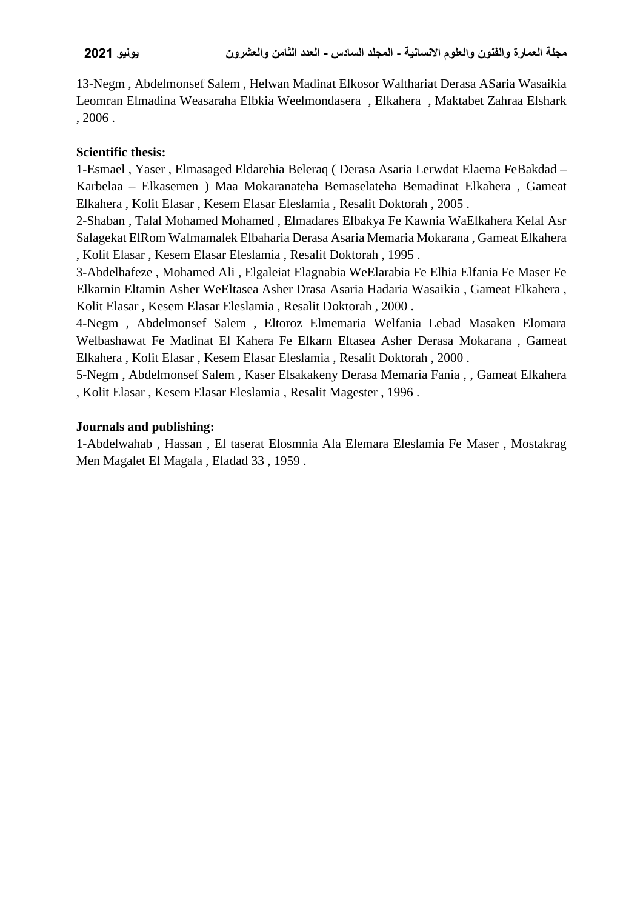13-Negm , Abdelmonsef Salem , Helwan Madinat Elkosor Waltházariat Derasa ASaria Wasaikia Leomran Elmadina Weasaraha Elbkia Weelmondasera , Elkahera , Maktabet Zahraa Elshark , 2006 .

**Scientific thesis:**

1-Esmael , Yaser , Elmasaged Eldarehia Beleraq ( Derasa Asaria Lerwdat Elaema FeBakdad – Karbelaa – Elkasemen ) Maa Mokaranateha Bemaselateha Bemadinat Elkahera , Gameat Elkahera , Kolit Elasar , Kesem Elasar Eleslamia , Resalit Doktorah , 2005 .

2-Shaban , Talal Mohamed Mohamed , Elmadares Elbakya Fe Kawnia WaElkahera Kelal Asr Salagekat ElRom Walmamalek Elbaharia Derasa Asaria Memaria Mokarana , Gameat Elkahera , Kolit Elasar , Kesem Elasar Eleslamia , Resalit Doktorah , 1995 .

3-Abdelhafeze , Mohamed Ali , Elgaleiat Elagnabia WeElarabia Fe Elhia Elfania Fe Maser Fe Elkarnin Eltamin Asher WeEltasea Asher Drasa Asaria Hadaria Wasaikia , Gameat Elkahera , Kolit Elasar , Kesem Elasar Eleslamia , Resalit Doktorah , 2000 .

4-Negm , Abdelmonsef Salem , Eltoroz Elmemaria Welfania Lebad Masaken Elomara Welbashawat Fe Madinat El Kahera Fe Elkarn Eltasea Asher Derasa Mokarana , Gameat Elkahera , Kolit Elasar , Kesem Elasar Eleslamia , Resalit Doktorah , 2000 .

5-Negm , Abdelmonsef Salem , Kaser Elsakakeny Derasa Memaria Fania , , Gameat Elkahera , Kolit Elasar , Kesem Elasar Eleslamia , Resalit Magester , 1996 .

**Journals and publishing:**

1-Abdelwahab , Hassan , El taserat Elosmnia Ala Elemara Eleslamia Fe Maser , Mostakrag Men Magalet El Magala , Eladad 33 , 1959 .